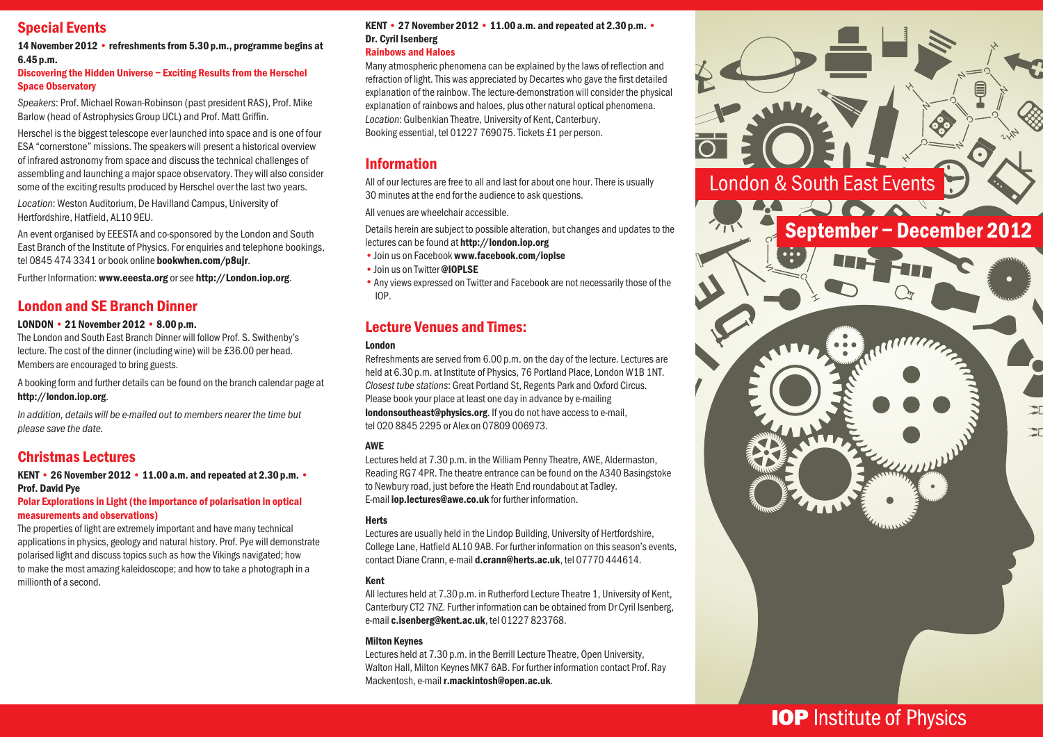## Special Events

**14 November 2012 • refreshments from 5.30 p.m., programme begins at 6.45 p.m.**

**Discovering the Hidden Universe – Exciting Results from the Herschel Space Observatory**

*Speakers*: Prof. Michael Rowan-Robinson (past president RAS), Prof. Mike Barlow (head of Astrophysics Group UCL) and Prof. Matt Griffin.

Herschel is the biggest telescope ever launched into space and is one of four ESA "cornerstone" missions. The speakers will present a historical overview of infrared astronomy from space and discuss the technical challenges of assembling and launching a major space observatory. They will also consider some of the exciting results produced by Herschel over the last two years.

*Location*: Weston Auditorium, De Havilland Campus, University of Hertfordshire, Hatfield, AL10 9EU.

An event organised by EEESTA and co-sponsored by the London and South East Branch of the Institute of Physics. For enquiries and telephone bookings, tel 0845 474 3341 or book online **bookwhen.com/p8ujr**.

Further Information: **www.eeesta.org** or see **http://London.iop.org**.

## London and SE Branch Dinner

**LONDON • 21 November 2012 • 8.00 p.m.**

The London and South East Branch Dinner will follow Prof. S. Swithenby's lecture. The cost of the dinner (including wine) will be £36.00 per head. Members are encouraged to bring guests.

A booking form and further details can be found on the branch calendar page at **http://london.iop.org**.

*In addition, details will be e-mailed out to members nearer the time but please save the date.*

## Christmas Lectures

**KENT • 26 November 2012 • 11.00 a.m. and repeated at 2.30 p.m. • Prof. David Pye**

**Polar Explorations in Light (the importance of polarisation in optical measurements and observations)**

The properties of light are extremely important and have many technical applications in physics, geology and natural history. Prof. Pye will demonstrate polarised light and discuss topics such as how the Vikings navigated; how to make the most amazing kaleidoscope; and how to take a photograph in a millionth of a second.

**KENT • 27 November 2012 • 11.00 a.m. and repeated at 2.30 p.m. • Dr. Cyril Isenberg**

**Rainbows and Haloes**

Many atmospheric phenomena can be explained by the laws of reflection and refraction of light. This was appreciated by Descartes who gave the first detailed explanation of the rainbow. The lecture-demonstration will consider the physical explanation of rainbows and haloes, plus other natural optical phenomena.

*Location*: Gulbenkian Theatre, University of Kent, Canterbury.

Booking essential, tel 01227 769075. Tickets £1 per person.

## Information

All of our lectures are free to all and last for about one hour. There is usually 30 minutes at the end for the audience to ask questions.

All venues are wheelchair accessible.

Details herein are subject to possible alteration, but changes and updates to the lectures can be found at **http://london.iop.org**

- Join us on Facebook **www.facebook.com/ioplse**
- Join us on Twitter **@IOPLSE**
- Any views expressed on Twitter and Facebook are not necessarily those of the IOP.

## Lecture Venues and Times:

**London**

Refreshments are served from 6.00 p.m. on the day of the lecture. Lectures are held at 6.30 p.m. at Institute of Physics, 76 Portland Place, London W1B 1NT. *Closest tube stations*: Great Portland St, Regents Park and Oxford Circus. Please book your place at least one day in advance by e-mailing **londonsoutheast@physics.org**. If you do not have access to e-mail, tel 020 8845 2295 or Alex on 07809 006973.

**AWE**

Lectures held at 7.30 p.m. in the William Penny Theatre, AWE, Aldermaston, Reading RG7 4PR. The theatre entrance can be found on the A340 Basingstoke to Newbury road, just before the Heath End roundabout at Tadley. E-mail **iop.lectures@awe.co.uk** for further information.

**Herts**

Lectures are usually held in the Lindop Building, University of Hertfordshire, College Lane, Hatfield AL10 9AB. For further information on this season's events, contact Diane Crann, e-mail **d.crann@herts.ac.uk**, tel 07770 444614.

**Kent**

All lectures held at 7.30 p.m. in Rutherford Lecture Theatre 1, University of Kent, Canterbury CT2 7NZ. Further information can be obtained from Dr Cyril Isenberg, e-mail **c.isenberg@kent.ac.uk**, tel 01227 823768.

**Milton Keynes**

Lectures held at 7.30 p.m. in the Berrill Lecture Theatre, Open University, Walton Hall, Milton Keynes MK7 6AB. For further information contact Prof. Ray Mackentosh, e-mail **r.mackintosh@open.ac.uk**.

# London & South East Events

# September – December 2012

**IOP** Institute of Physics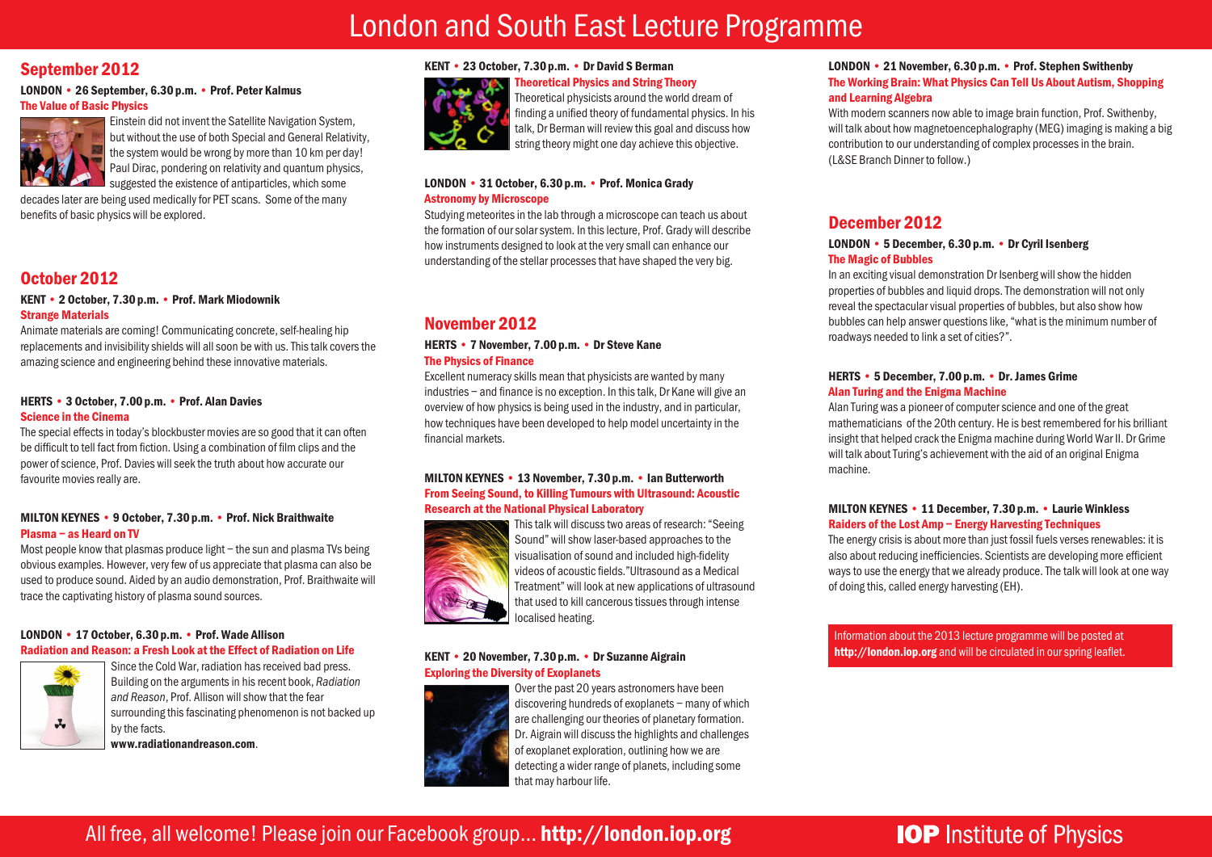# London and South East Lecture Programme

## September 2012

**LONDON • 26 September, 6.30 p.m. • Prof. Peter Kalmus**

**The Value of Basic Physics**

Einstein did not invent the Satellite Navigation System, but without the use of both Special and General Relativity, the system would be wrong by more than 10 km per day! Paul Dirac, pondering on relativity and quantum physics, suggested the existence of antiparticles, which some decades later are being used medically for PET scans. Some of the many benefits of basic physics will be explored.

## October 2012

**KENT • 2 October, 7.30 p.m. • Prof. Mark Miodownik**

**Strange Materials**

Animate materials are coming! Communicating concrete, self-healing hip replacements and invisibility shields will all soon be with us. This talk covers the amazing science and engineering behind these innovative materials.

**HERTS • 3 October, 7.00 p.m. • Prof. Alan Davies**

**Science in the Cinema**

The special effects in today's blockbuster movies are so good that it can often be difficult to tell fact from fiction. Using a combination of film clips and the power of science, Prof. Davies will seek the truth about how accurate our favourite movies really are.

**MILTON KEYNES • 9 October, 7.30 p.m. • Prof. Nick Braithwaite**

**Plasma – as Heard on TV**

Most people know that plasmas produce light – the sun and plasma TVs being obvious examples. However, very few of us appreciate that plasma can also be used to produce sound. Aided by an audio demonstration, Prof. Braithwaite will trace the captivating history of plasma sound sources.

**LONDON • 17 October, 6.30 p.m. • Prof. Wade Allison**

**Radiation and Reason: a Fresh Look at the Effect of Radiation on Life**

Since the Cold War, radiation has received bad press. Building on the arguments in his recent book, *Radiation and Reason*, Prof. Allison will show that the fear surrounding this fascinating phenomenon is not backed up by the facts.

**www.radiationandreason.com**.

**KENT • 23 October, 7.30 p.m. • Dr David S Berman**

**Theoretical Physics and String Theory**

Theoretical physicists around the world dream of finding a unified theory of fundamental physics. In his talk, Dr Berman will review this goal and discuss how string theory might one day achieve this objective.

**LONDON • 31 October, 6.30 p.m. • Prof. Monica Grady**

**Astronomy by Microscope**

Studying meteorites in the lab through a microscope can teach us about the formation of our solar system. In this lecture, Prof. Grady will describe how instruments designed to look at the very small can enhance our understanding of the stellar processes that have shaped the very big.

## November 2012

**HERTS • 7 November, 7.00 p.m. • Dr Steve Kane**

**The Physics of Finance**

Excellent numeracy skills mean that physicists are wanted by many industries – and finance is no exception. In this talk, Dr Kane will give an overview of how physics is being used in the industry, and in particular, how techniques have been developed to help model uncertainty in the financial markets.

**MILTON KEYNES • 13 November, 7.30 p.m. • Ian Butterworth**

**From Seeing Sound, to Killing Tumours with Ultrasound: Acoustic Research at the National Physical Laboratory**

This talk will discuss two areas of research: "Seeing Sound" will show laser-based approaches to the visualisation of sound and included high-fidelity videos of acoustic fields."Ultrasound as a Medical Treatment" will look at new applications of ultrasound that used to kill cancerous tissues through intense localised heating.

**KENT • 20 November, 7.30 p.m. • Dr Suzanne Aigrain**

**Exploring the Diversity of Exoplanets**

Over the past 20 years astronomers have been discovering hundreds of exoplanets – many of which are challenging our theories of planetary formation. Dr. Aigrain will discuss the highlights and challenges of exoplanet exploration, outlining how we are detecting a wider range of planets, including some that may harbour life.

**LONDON • 21 November, 6.30 p.m. • Prof. Stephen Swithenby**

**The Working Brain: What Physics Can Tell Us About Autism, Shopping and Learning Algebra**

With modern scanners now able to image brain function, Prof. Swithenby, will talk about how magnetoencephalography (MEG) imaging is making a big contribution to our understanding of complex processes in the brain. (L&SE Branch Dinner to follow.)

## December 2012

**LONDON • 5 December, 6.30 p.m. • Dr Cyril Isenberg**

**The Magic of Bubbles**

In an exciting visual demonstration Dr Isenberg will show the hidden properties of bubbles and liquid drops. The demonstration will not only reveal the spectacular visual properties of bubbles, but also show how bubbles can help answer questions like, "what is the minimum number of roadways needed to link a set of cities?".

**HERTS • 5 December, 7.00 p.m. • Dr. James Grime**

**Alan Turing and the Enigma Machine**

Alan Turing was a pioneer of computer science and one of the great mathematicians of the 20th century. He is best remembered for his brilliant insight that helped crack the Enigma machine during World War II. Dr Grime will talk about Turing's achievement with the aid of an original Enigma machine.

**MILTON KEYNES • 11 December, 7.30 p.m. • Laurie Winkless**

**Raiders of the Lost Amp – Energy Harvesting Techniques**

The energy crisis is about more than just fossil fuels verses renewables: it is also about reducing inefficiencies. Scientists are developing more efficient ways to use the energy that we already produce. The talk will look at one way of doing this, called energy harvesting (EH).

Information about the 2013 lecture programme will be posted at **http://london.iop.org** and will be circulated in our spring leaflet.

All free, all welcome! Please join our Facebook group... **http://london.iop.org**

**IOP** Institute of Physics